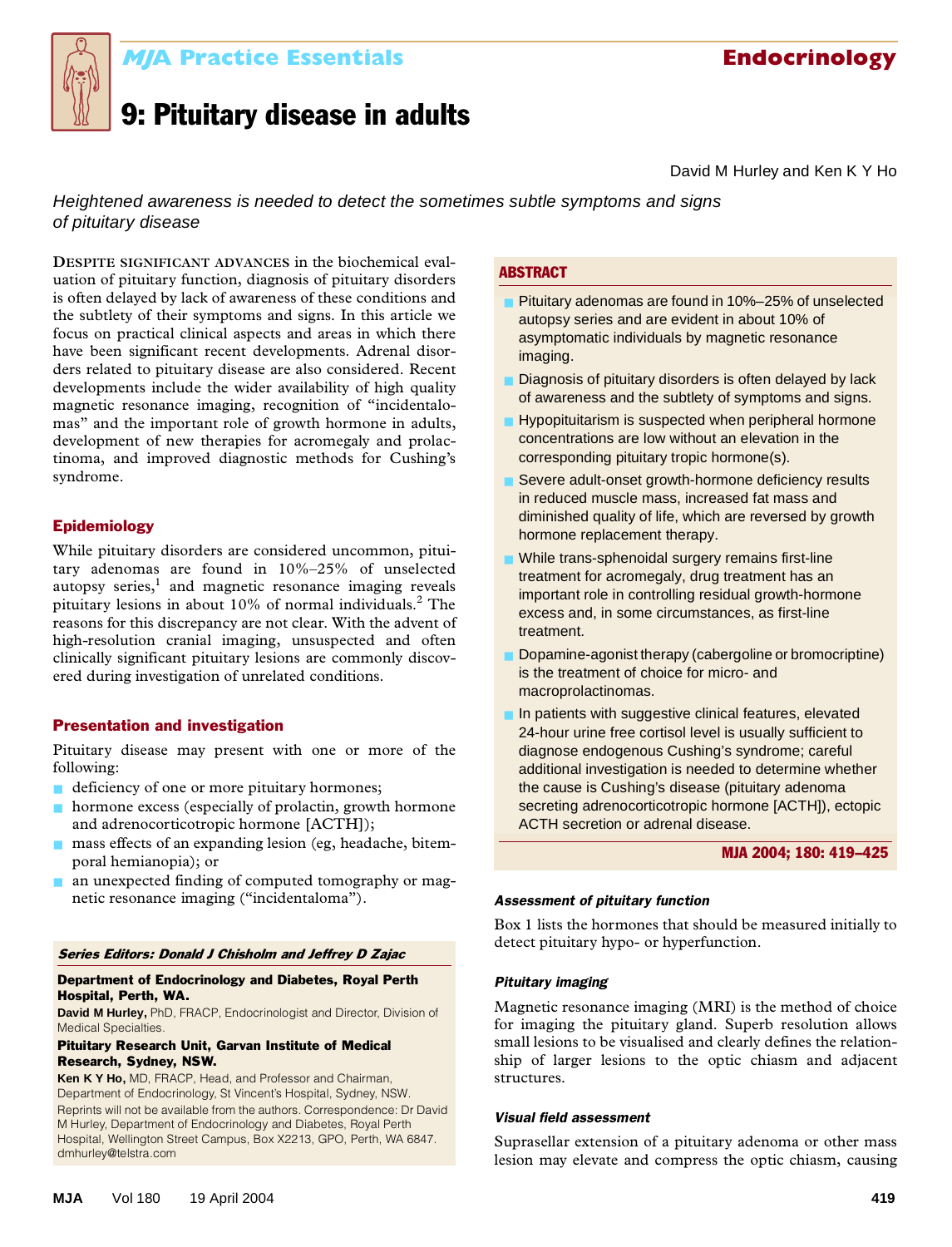MJA Practice Essentials — Endocrinology

# 9: Pituitary disease in adults

David M Hurley and Ken K Y Ho

*Heightened awareness is needed to detect the sometimes subtle symptoms and signs of pituitary disease*

## ABSTRACT

- Pituitary adenomas are found in 10%–25% of unselected autopsy series and are evident in about 10% of asymptomatic individuals by magnetic resonance imaging.
- Diagnosis of pituitary disorders is often delayed by lack of awareness and the subtlety of symptoms and signs.
- Hypopituitarism is suspected when peripheral hormone concentrations are low without an elevation in the corresponding pituitary tropic hormone(s).
- Severe adult-onset growth-hormone deficiency results in reduced muscle mass, increased fat mass and diminished quality of life, which are reversed by growth hormone replacement therapy.
- While trans-sphenoidal surgery remains first-line treatment for acromegaly, drug treatment has an important role in controlling residual growth-hormone excess and, in some circumstances, as first-line treatment.
- Dopamine-agonist therapy (cabergoline or bromocriptine) is the treatment of choice for micro- and macroprolactinomas.
- In patients with suggestive clinical features, elevated 24-hour urine free cortisol level is usually sufficient to diagnose endogenous Cushing's syndrome; careful additional investigation is needed to determine whether the cause is Cushing's disease (pituitary adenoma secreting adrenocorticotropic hormone [ACTH]), ectopic ACTH secretion or adrenal disease.

MJA 2004; 180: 419–425

**Despite significant advances** in the biochemical evaluation of pituitary function, diagnosis of pituitary disorders is often delayed by lack of awareness of these conditions and the subtlety of their symptoms and signs. In this article we focus on practical clinical aspects and areas in which there have been significant recent developments. Adrenal disorders related to pituitary disease are also considered. Recent developments include the wider availability of high quality magnetic resonance imaging, recognition of "incidentalomas" and the important role of growth hormone in adults, development of new therapies for acromegaly and prolactinoma, and improved diagnostic methods for Cushing's syndrome.

## Epidemiology

While pituitary disorders are considered uncommon, pituitary adenomas are found in 10%–25% of unselected autopsy series,[1] and magnetic resonance imaging reveals pituitary lesions in about 10% of normal individuals.[2] The reasons for this discrepancy are not clear. With the advent of high-resolution cranial imaging, unsuspected and often clinically significant pituitary lesions are commonly discovered during investigation of unrelated conditions.

## Presentation and investigation

Pituitary disease may present with one or more of the following:

- deficiency of one or more pituitary hormones;
- hormone excess (especially of prolactin, growth hormone and adrenocorticotropic hormone [ACTH]);
- mass effects of an expanding lesion (eg, headache, bitemporal hemianopia); or
- an unexpected finding of computed tomography or magnetic resonance imaging ("incidentaloma").

### Assessment of pituitary function

Box 1 lists the hormones that should be measured initially to detect pituitary hypo- or hyperfunction.

### Pituitary imaging

Magnetic resonance imaging (MRI) is the method of choice for imaging the pituitary gland. Superb resolution allows small lesions to be visualised and clearly defines the relationship of larger lesions to the optic chiasm and adjacent structures.

### Visual field assessment

Suprasellar extension of a pituitary adenoma or other mass lesion may elevate and compress the optic chiasm, causing

***Series Editors: Donald J Chisholm and Jeffrey D Zajac***

**Department of Endocrinology and Diabetes, Royal Perth Hospital, Perth, WA.**

**David M Hurley,** PhD, FRACP, Endocrinologist and Director, Division of Medical Specialties.

**Pituitary Research Unit, Garvan Institute of Medical Research, Sydney, NSW.**

**Ken K Y Ho,** MD, FRACP, Head, and Professor and Chairman, Department of Endocrinology, St Vincent's Hospital, Sydney, NSW.

Reprints will not be available from the authors. Correspondence: Dr David M Hurley, Department of Endocrinology and Diabetes, Royal Perth Hospital, Wellington Street Campus, Box X2213, GPO, Perth, WA 6847. dmhurley@telstra.com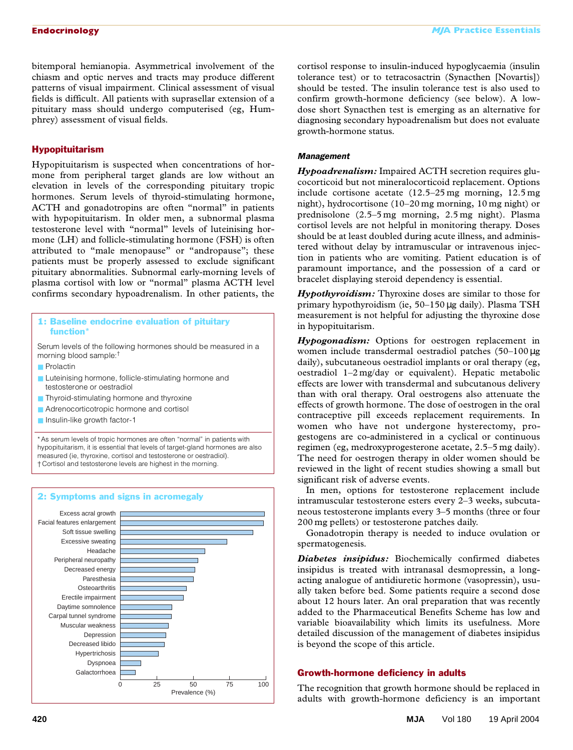bitemporal hemianopia. Asymmetrical involvement of the chiasm and optic nerves and tracts may produce different patterns of visual impairment. Clinical assessment of visual fields is difficult. All patients with suprasellar extension of a pituitary mass should undergo computerised (eg, Humphrey) assessment of visual fields.

## Hypopituitarism

Hypopituitarism is suspected when concentrations of hormone from peripheral target glands are low without an elevation in levels of the corresponding pituitary tropic hormones. Serum levels of thyroid-stimulating hormone, ACTH and gonadotropins are often "normal" in patients with hypopituitarism. In older men, a subnormal plasma testosterone level with "normal" levels of luteinising hormone (LH) and follicle-stimulating hormone (FSH) is often attributed to "male menopause" or "andropause"; these patients must be properly assessed to exclude significant pituitary abnormalities. Subnormal early-morning levels of plasma cortisol with low or "normal" plasma ACTH level confirms secondary hypoadrenalism. In other patients, the cortisol response to insulin-induced hypoglycaemia (insulin tolerance test) or to tetracosactrin (Synacthen [Novartis]) should be tested. The insulin tolerance test is also used to confirm growth-hormone deficiency (see below). A low-dose short Synacthen test is emerging as an alternative for diagnosing secondary hypoadrenalism but does not evaluate growth-hormone status.

### 1: Baseline endocrine evaluation of pituitary function*

Serum levels of the following hormones should be measured in a morning blood sample:†

- Prolactin
- Luteinising hormone, follicle-stimulating hormone and testosterone or oestradiol
- Thyroid-stimulating hormone and thyroxine
- Adrenocorticotropic hormone and cortisol
- Insulin-like growth factor-1

\* As serum levels of tropic hormones are often "normal" in patients with hypopituitarism, it is essential that levels of target-gland hormones are also measured (ie, thyroxine, cortisol and testosterone or oestradiol).
† Cortisol and testosterone levels are highest in the morning.

### 2: Symptoms and signs in acromegaly

Excess acral growth
Facial features enlargement
Soft tissue swelling
Excessive sweating
Headache
Peripheral neuropathy
Decreased energy
Paresthesia
Osteoarthritis
Erectile impairment
Daytime somnolence
Carpal tunnel syndrome
Muscular weakness
Depression
Decreased libido
Hypertrichosis
Dyspnoea
Galactorrhoea

0 25 50 75 100
Prevalence (%)

### Management

***Hypoadrenalism:*** Impaired ACTH secretion requires glucocorticoid but not mineralocorticoid replacement. Options include cortisone acetate (12.5–25 mg morning, 12.5 mg night), hydrocortisone (10–20 mg morning, 10 mg night) or prednisolone (2.5–5 mg morning, 2.5 mg night). Plasma cortisol levels are not helpful in monitoring therapy. Doses should be at least doubled during acute illness, and administered without delay by intramuscular or intravenous injection in patients who are vomiting. Patient education is of paramount importance, and the possession of a card or bracelet displaying steroid dependency is essential.

***Hypothyroidism:*** Thyroxine doses are similar to those for primary hypothyroidism (ie, 50–150 μg daily). Plasma TSH measurement is not helpful for adjusting the thyroxine dose in hypopituitarism.

***Hypogonadism:*** Options for oestrogen replacement in women include transdermal oestradiol patches (50–100 μg daily), subcutaneous oestradiol implants or oral therapy (eg, oestradiol 1–2 mg/day or equivalent). Hepatic metabolic effects are lower with transdermal and subcutanous delivery than with oral therapy. Oral oestrogens also attenuate the effects of growth hormone. The dose of oestrogen in the oral contraceptive pill exceeds replacement requirements. In women who have not undergone hysterectomy, progestogens are co-administered in a cyclical or continuous regimen (eg, medroxyprogesterone acetate, 2.5–5 mg daily). The need for oestrogen therapy in older women should be reviewed in the light of recent studies showing a small but significant risk of adverse events.

In men, options for testosterone replacement include intramuscular testosterone esters every 2–3 weeks, subcutaneous testosterone implants every 3–5 months (three or four 200 mg pellets) or testosterone patches daily.

Gonadotropin therapy is needed to induce ovulation or spermatogenesis.

***Diabetes insipidus:*** Biochemically confirmed diabetes insipidus is treated with intranasal desmopressin, a long-acting analogue of antidiuretic hormone (vasopressin), usually taken before bed. Some patients require a second dose about 12 hours later. An oral preparation that was recently added to the Pharmaceutical Benefits Scheme has low and variable bioavailability which limits its usefulness. More detailed discussion of the management of diabetes insipidus is beyond the scope of this article.

## Growth-hormone deficiency in adults

The recognition that growth hormone should be replaced in adults with growth-hormone deficiency is an important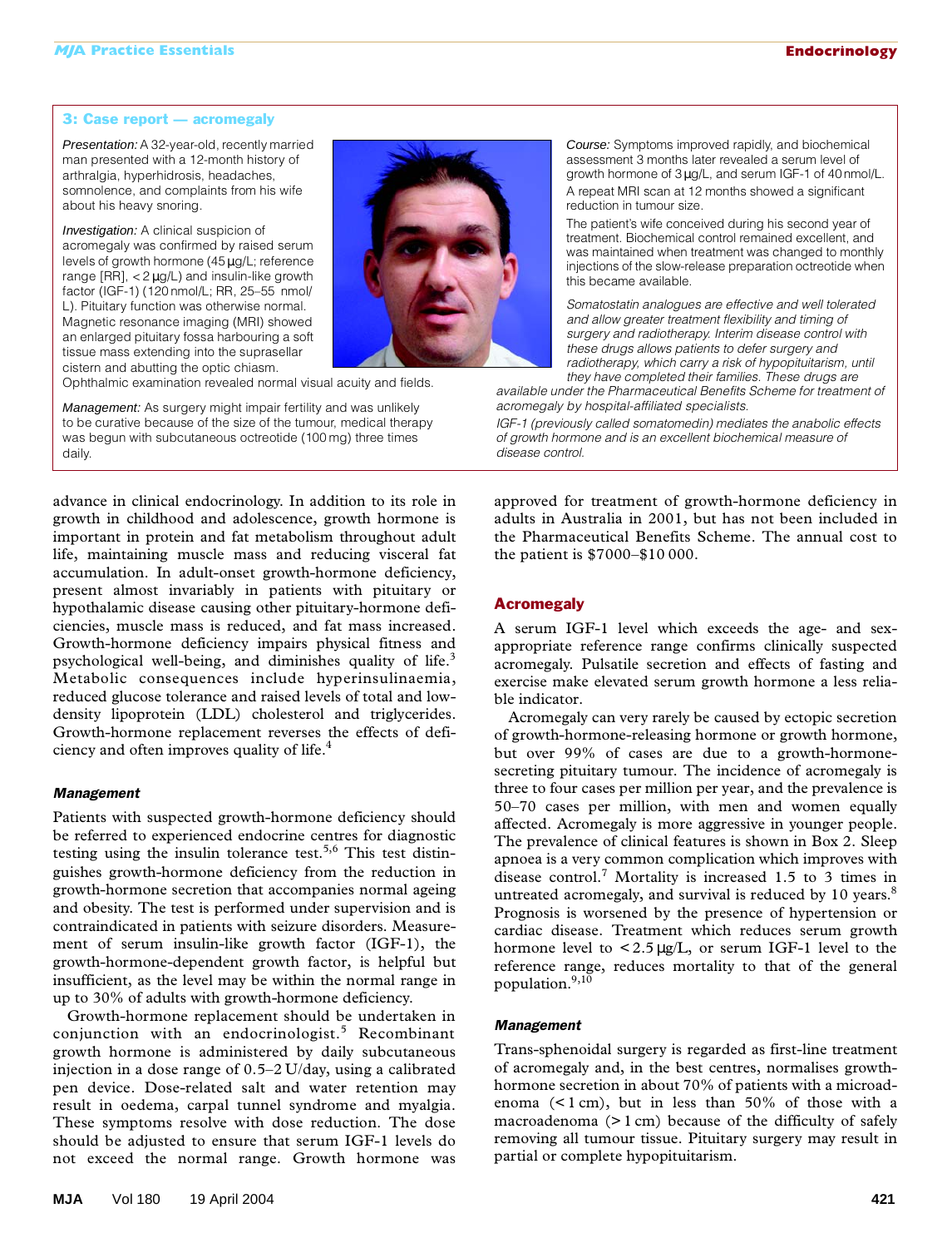### 3: Case report — acromegaly

*Presentation:* A 32-year-old, recently married man presented with a 12-month history of arthralgia, hyperhidrosis, headaches, somnolence, and complaints from his wife about his heavy snoring.

*Investigation:* A clinical suspicion of acromegaly was confirmed by raised serum levels of growth hormone (45 μg/L; reference range [RR], < 2 μg/L) and insulin-like growth factor (IGF-1) (120 nmol/L; RR, 25–55 nmol/L). Pituitary function was otherwise normal. Magnetic resonance imaging (MRI) showed an enlarged pituitary fossa harbouring a soft tissue mass extending into the suprasellar cistern and abutting the optic chiasm. Ophthalmic examination revealed normal visual acuity and fields.

*Management:* As surgery might impair fertility and was unlikely to be curative because of the size of the tumour, medical therapy was begun with subcutaneous octreotide (100 mg) three times daily.

*Course:* Symptoms improved rapidly, and biochemical assessment 3 months later revealed a serum level of growth hormone of 3 μg/L, and serum IGF-1 of 40 nmol/L. A repeat MRI scan at 12 months showed a significant reduction in tumour size.

The patient's wife conceived during his second year of treatment. Biochemical control remained excellent, and was maintained when treatment was changed to monthly injections of the slow-release preparation octreotide when this became available.

*Somatostatin analogues are effective and well tolerated and allow greater treatment flexibility and timing of surgery and radiotherapy. Interim disease control with these drugs allows patients to defer surgery and radiotherapy, which carry a risk of hypopituitarism, until they have completed their families. These drugs are available under the Pharmaceutical Benefits Scheme for treatment of acromegaly by hospital-affiliated specialists.*

*IGF-1 (previously called somatomedin) mediates the anabolic effects of growth hormone and is an excellent biochemical measure of disease control.*

---

advance in clinical endocrinology. In addition to its role in growth in childhood and adolescence, growth hormone is important in protein and fat metabolism throughout adult life, maintaining muscle mass and reducing visceral fat accumulation. In adult-onset growth-hormone deficiency, present almost invariably in patients with pituitary or hypothalamic disease causing other pituitary-hormone deficiencies, muscle mass is reduced, and fat mass increased. Growth-hormone deficiency impairs physical fitness and psychological well-being, and diminishes quality of life.[3] Metabolic consequences include hyperinsulinaemia, reduced glucose tolerance and raised levels of total and low-density lipoprotein (LDL) cholesterol and triglycerides. Growth-hormone replacement reverses the effects of deficiency and often improves quality of life.[4]

#### Management

Patients with suspected growth-hormone deficiency should be referred to experienced endocrine centres for diagnostic testing using the insulin tolerance test.[5,6] This test distinguishes growth-hormone deficiency from the reduction in growth-hormone secretion that accompanies normal ageing and obesity. The test is performed under supervision and is contraindicated in patients with seizure disorders. Measurement of serum insulin-like growth factor (IGF-1), the growth-hormone-dependent growth factor, is helpful but insufficient, as the level may be within the normal range in up to 30% of adults with growth-hormone deficiency.

Growth-hormone replacement should be undertaken in conjunction with an endocrinologist.[5] Recombinant growth hormone is administered by daily subcutaneous injection in a dose range of 0.5–2 U/day, using a calibrated pen device. Dose-related salt and water retention may result in oedema, carpal tunnel syndrome and myalgia. These symptoms resolve with dose reduction. The dose should be adjusted to ensure that serum IGF-1 levels do not exceed the normal range. Growth hormone was approved for treatment of growth-hormone deficiency in adults in Australia in 2001, but has not been included in the Pharmaceutical Benefits Scheme. The annual cost to the patient is $7000–$10 000.

## Acromegaly

A serum IGF-1 level which exceeds the age- and sex-appropriate reference range confirms clinically suspected acromegaly. Pulsatile secretion and effects of fasting and exercise make elevated serum growth hormone a less reliable indicator.

Acromegaly can very rarely be caused by ectopic secretion of growth-hormone-releasing hormone or growth hormone, but over 99% of cases are due to a growth-hormone-secreting pituitary tumour. The incidence of acromegaly is three to four cases per million per year, and the prevalence is 50–70 cases per million, with men and women equally affected. Acromegaly is more aggressive in younger people. The prevalence of clinical features is shown in Box 2. Sleep apnoea is a very common complication which improves with disease control.[7] Mortality is increased 1.5 to 3 times in untreated acromegaly, and survival is reduced by 10 years.[8] Prognosis is worsened by the presence of hypertension or cardiac disease. Treatment which reduces serum growth hormone level to < 2.5 μg/L, or serum IGF-1 level to the reference range, reduces mortality to that of the general population.[9,10]

#### Management

Trans-sphenoidal surgery is regarded as first-line treatment of acromegaly and, in the best centres, normalises growth-hormone secretion in about 70% of patients with a microadenoma (< 1 cm), but in less than 50% of those with a macroadenoma (> 1 cm) because of the difficulty of safely removing all tumour tissue. Pituitary surgery may result in partial or complete hypopituitarism.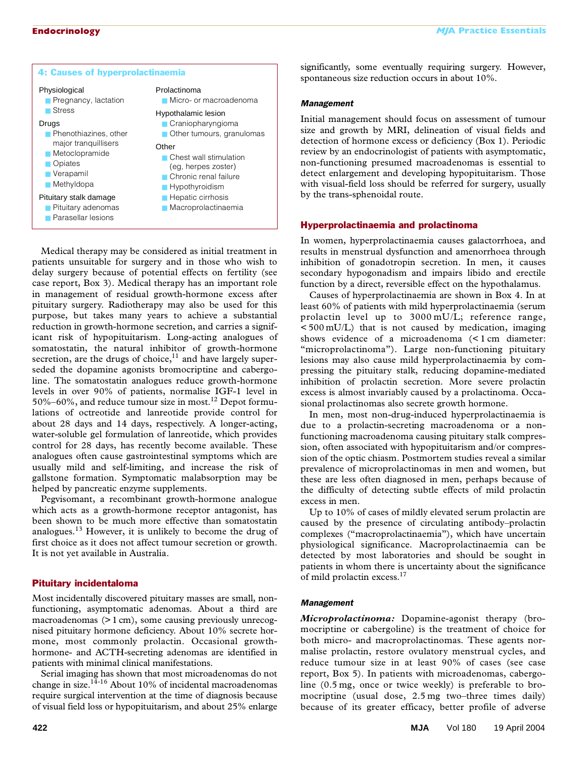### 4: Causes of hyperprolactinaemia

Physiological
- Pregnancy, lactation
- Stress

Drugs
- Phenothiazines, other major tranquillisers
- Metoclopramide
- Opiates
- Verapamil
- Methyldopa

Pituitary stalk damage
- Pituitary adenomas
- Parasellar lesions

Prolactinoma
- Micro- or macroadenoma

Hypothalamic lesion
- Craniopharyngioma
- Other tumours, granulomas

Other
- Chest wall stimulation (eg, herpes zoster)
- Chronic renal failure
- Hypothyroidism
- Hepatic cirrhosis
- Macroprolactinaemia

Medical therapy may be considered as initial treatment in patients unsuitable for surgery and in those who wish to delay surgery because of potential effects on fertility (see case report, Box 3). Medical therapy has an important role in management of residual growth-hormone excess after pituitary surgery. Radiotherapy may also be used for this purpose, but takes many years to achieve a substantial reduction in growth-hormone secretion, and carries a significant risk of hypopituitarism. Long-acting analogues of somatostatin, the natural inhibitor of growth-hormone secretion, are the drugs of choice,[11] and have largely superseded the dopamine agonists bromocriptine and cabergoline. The somatostatin analogues reduce growth-hormone levels in over 90% of patients, normalise IGF-1 level in 50%–60%, and reduce tumour size in most.[12] Depot formulations of octreotide and lanreotide provide control for about 28 days and 14 days, respectively. A longer-acting, water-soluble gel formulation of lanreotide, which provides control for 28 days, has recently become available. These analogues often cause gastrointestinal symptoms which are usually mild and self-limiting, and increase the risk of gallstone formation. Symptomatic malabsorption may be helped by pancreatic enzyme supplements.

Pegvisomant, a recombinant growth-hormone analogue which acts as a growth-hormone receptor antagonist, has been shown to be much more effective than somatostatin analogues.[13] However, it is unlikely to become the drug of first choice as it does not affect tumour secretion or growth. It is not yet available in Australia.

## Pituitary incidentaloma

Most incidentally discovered pituitary masses are small, non-functioning, asymptomatic adenomas. About a third are macroadenomas (> 1 cm), some causing previously unrecognised pituitary hormone deficiency. About 10% secrete hormone, most commonly prolactin. Occasional growth-hormone- and ACTH-secreting adenomas are identified in patients with minimal clinical manifestations.

Serial imaging has shown that most microadenomas do not change in size.[14-16] About 10% of incidental macroadenomas require surgical intervention at the time of diagnosis because of visual field loss or hypopituitarism, and about 25% enlarge significantly, some eventually requiring surgery. However, spontaneous size reduction occurs in about 10%.

### Management

Initial management should focus on assessment of tumour size and growth by MRI, delineation of visual fields and detection of hormone excess or deficiency (Box 1). Periodic review by an endocrinologist of patients with asymptomatic, non-functioning presumed macroadenomas is essential to detect enlargement and developing hypopituitarism. Those with visual-field loss should be referred for surgery, usually by the trans-sphenoidal route.

## Hyperprolactinaemia and prolactinoma

In women, hyperprolactinaemia causes galactorrhoea, and results in menstrual dysfunction and amenorrhoea through inhibition of gonadotropin secretion. In men, it causes secondary hypogonadism and impairs libido and erectile function by a direct, reversible effect on the hypothalamus.

Causes of hyperprolactinaemia are shown in Box 4. In at least 60% of patients with mild hyperprolactinaemia (serum prolactin level up to 3000 mU/L; reference range, < 500 mU/L) that is not caused by medication, imaging shows evidence of a microadenoma (< 1 cm diameter: "microprolactinoma"). Large non-functioning pituitary lesions may also cause mild hyperprolactinaemia by compressing the pituitary stalk, reducing dopamine-mediated inhibition of prolactin secretion. More severe prolactin excess is almost invariably caused by a prolactinoma. Occasional prolactinomas also secrete growth hormone.

In men, most non-drug-induced hyperprolactinaemia is due to a prolactin-secreting macroadenoma or a non-functioning macroadenoma causing pituitary stalk compression, often associated with hypopituitarism and/or compression of the optic chiasm. Postmortem studies reveal a similar prevalence of microprolactinomas in men and women, but these are less often diagnosed in men, perhaps because of the difficulty of detecting subtle effects of mild prolactin excess in men.

Up to 10% of cases of mildly elevated serum prolactin are caused by the presence of circulating antibody–prolactin complexes ("macroprolactinaemia"), which have uncertain physiological significance. Macroprolactinaemia can be detected by most laboratories and should be sought in patients in whom there is uncertainty about the significance of mild prolactin excess.[17]

### Management

***Microprolactinoma:*** Dopamine-agonist therapy (bromocriptine or cabergoline) is the treatment of choice for both micro- and macroprolactinomas. These agents normalise prolactin, restore ovulatory menstrual cycles, and reduce tumour size in at least 90% of cases (see case report, Box 5). In patients with microadenomas, cabergoline (0.5 mg, once or twice weekly) is preferable to bromocriptine (usual dose, 2.5 mg two–three times daily) because of its greater efficacy, better profile of adverse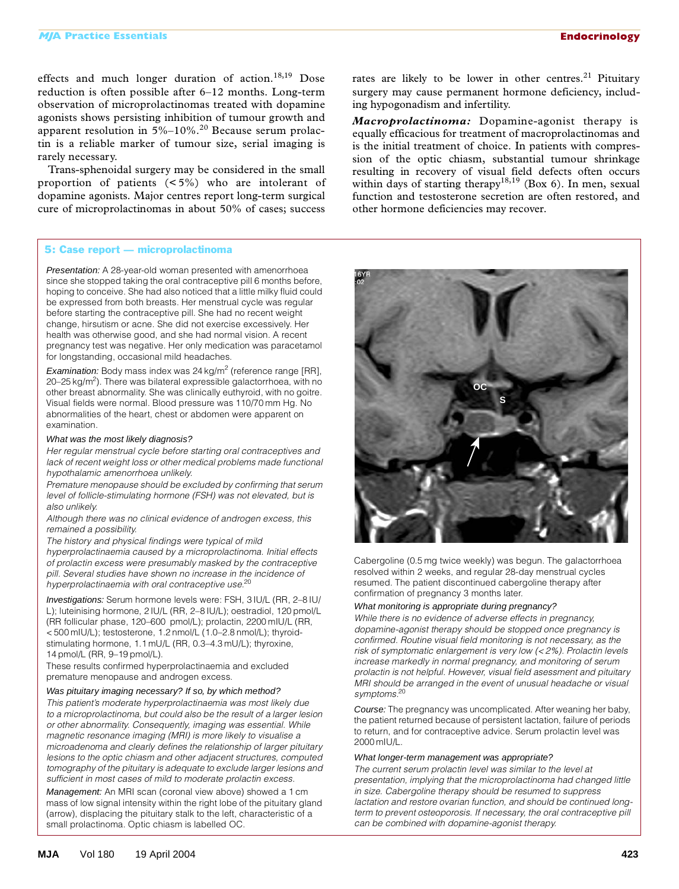effects and much longer duration of action.[18,19] Dose reduction is often possible after 6–12 months. Long-term observation of microprolactinomas treated with dopamine agonists shows persisting inhibition of tumour growth and apparent resolution in 5%–10%.[20] Because serum prolactin is a reliable marker of tumour size, serial imaging is rarely necessary.

Trans-sphenoidal surgery may be considered in the small proportion of patients (< 5%) who are intolerant of dopamine agonists. Major centres report long-term surgical cure of microprolactinomas in about 50% of cases; success rates are likely to be lower in other centres.[21] Pituitary surgery may cause permanent hormone deficiency, including hypogonadism and infertility.

***Macroprolactinoma:*** Dopamine-agonist therapy is equally efficacious for treatment of macroprolactinomas and is the initial treatment of choice. In patients with compression of the optic chiasm, substantial tumour shrinkage resulting in recovery of visual field defects often occurs within days of starting therapy[18,19] (Box 6). In men, sexual function and testosterone secretion are often restored, and other hormone deficiencies may recover.

### 5: Case report — microprolactinoma

*Presentation:* A 28-year-old woman presented with amenorrhoea since she stopped taking the oral contraceptive pill 6 months before, hoping to conceive. She had also noticed that a little milky fluid could be expressed from both breasts. Her menstrual cycle was regular before starting the contraceptive pill. She had no recent weight change, hirsutism or acne. She did not exercise excessively. Her health was otherwise good, and she had normal vision. A recent pregnancy test was negative. Her only medication was paracetamol for longstanding, occasional mild headaches.

*Examination:* Body mass index was 24 kg/m$^2$ (reference range [RR], 20–25 kg/m$^2$). There was bilateral expressible galactorrhoea, with no other breast abnormality. She was clinically euthyroid, with no goitre. Visual fields were normal. Blood pressure was 110/70 mm Hg. No abnormalities of the heart, chest or abdomen were apparent on examination.

*What was the most likely diagnosis?*

*Her regular menstrual cycle before starting oral contraceptives and lack of recent weight loss or other medical problems made functional hypothalamic amenorrhoea unlikely.*

*Premature menopause should be excluded by confirming that serum level of follicle-stimulating hormone (FSH) was not elevated, but is also unlikely.*

*Although there was no clinical evidence of androgen excess, this remained a possibility.*

*The history and physical findings were typical of mild hyperprolactinaemia caused by a microprolactinoma. Initial effects of prolactin excess were presumably masked by the contraceptive pill. Several studies have shown no increase in the incidence of hyperprolactinaemia with oral contraceptive use.*[20]

*Investigations:* Serum hormone levels were: FSH, 3 IU/L (RR, 2–8 IU/L); luteinising hormone, 2 IU/L (RR, 2–8 IU/L); oestradiol, 120 pmol/L (RR follicular phase, 120–600 pmol/L); prolactin, 2200 mIU/L (RR, < 500 mIU/L); testosterone, 1.2 nmol/L (1.0–2.8 nmol/L); thyroid-stimulating hormone, 1.1 mU/L (RR, 0.3–4.3 mU/L); thyroxine, 14 pmol/L (RR, 9–19 pmol/L).

These results confirmed hyperprolactinaemia and excluded premature menopause and androgen excess.

*Was pituitary imaging necessary? If so, by which method?*

*This patient's moderate hyperprolactinaemia was most likely due to a microprolactinoma, but could also be the result of a larger lesion or other abnormality. Consequently, imaging was essential. While magnetic resonance imaging (MRI) is more likely to visualise a microadenoma and clearly defines the relationship of larger pituitary lesions to the optic chiasm and other adjacent structures, computed tomography of the pituitary is adequate to exclude larger lesions and sufficient in most cases of mild to moderate prolactin excess.*

*Management:* An MRI scan (coronal view above) showed a 1 cm mass of low signal intensity within the right lobe of the pituitary gland (arrow), displacing the pituitary stalk to the left, characteristic of a small prolactinoma. Optic chiasm is labelled OC.

Cabergoline (0.5 mg twice weekly) was begun. The galactorrhoea resolved within 2 weeks, and regular 28-day menstrual cycles resumed. The patient discontinued cabergoline therapy after confirmation of pregnancy 3 months later.

*What monitoring is appropriate during pregnancy?*

*While there is no evidence of adverse effects in pregnancy, dopamine-agonist therapy should be stopped once pregnancy is confirmed. Routine visual field monitoring is not necessary, as the risk of symptomatic enlargement is very low (< 2%). Prolactin levels increase markedly in normal pregnancy, and monitoring of serum prolactin is not helpful. However, visual field asessment and pituitary MRI should be arranged in the event of unusual headache or visual symptoms.*[20]

*Course:* The pregnancy was uncomplicated. After weaning her baby, the patient returned because of persistent lactation, failure of periods to return, and for contraceptive advice. Serum prolactin level was 2000 mIU/L.

*What longer-term management was appropriate?*

*The current serum prolactin level was similar to the level at presentation, implying that the microprolactinoma had changed little in size. Cabergoline therapy should be resumed to suppress lactation and restore ovarian function, and should be continued long-term to prevent osteoporosis. If necessary, the oral contraceptive pill can be combined with dopamine-agonist therapy.*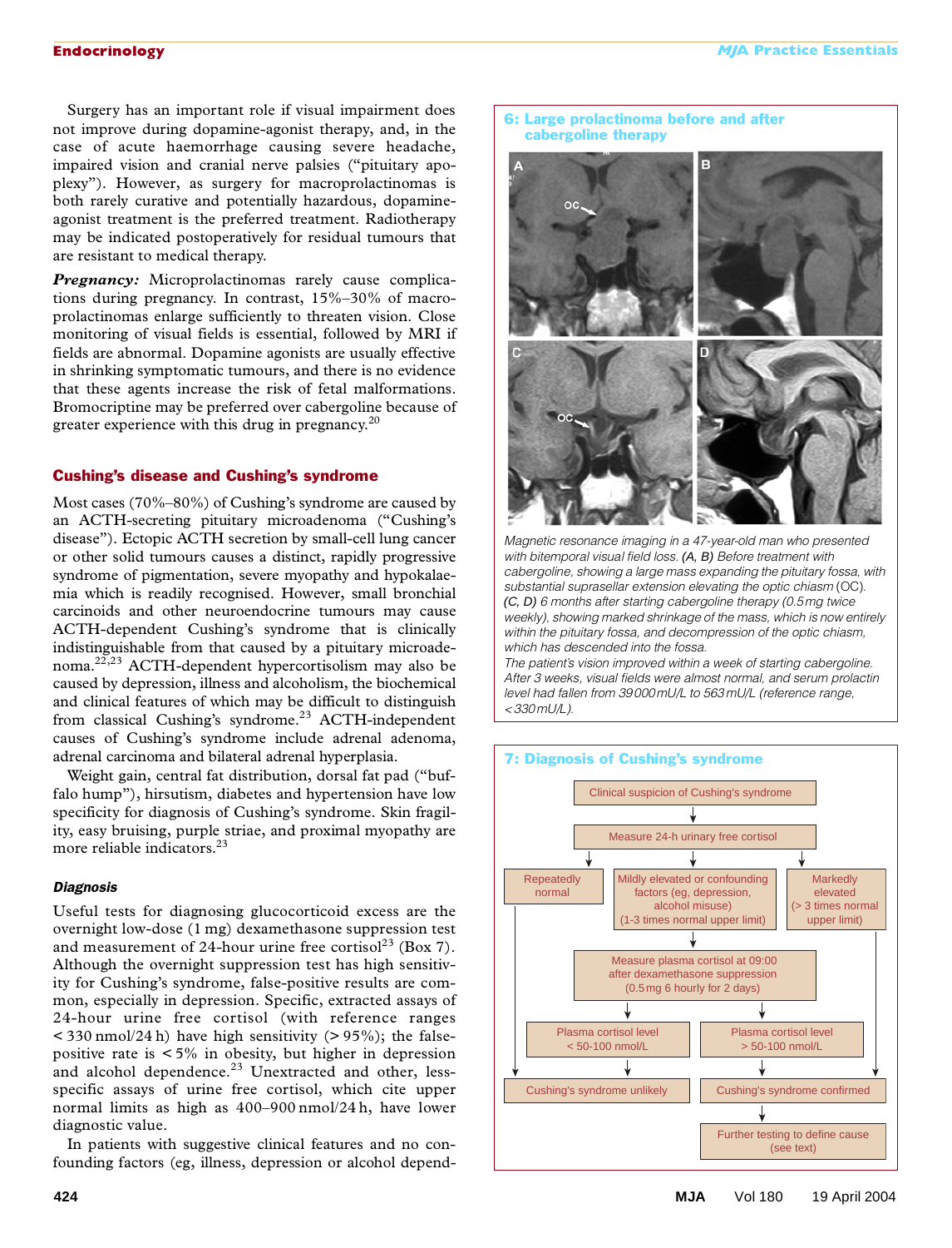Surgery has an important role if visual impairment does not improve during dopamine-agonist therapy, and, in the case of acute haemorrhage causing severe headache, impaired vision and cranial nerve palsies ("pituitary apoplexy"). However, as surgery for macroprolactinomas is both rarely curative and potentially hazardous, dopamine-agonist treatment is the preferred treatment. Radiotherapy may be indicated postoperatively for residual tumours that are resistant to medical therapy.

***Pregnancy:*** Microprolactinomas rarely cause complications during pregnancy. In contrast, 15%–30% of macroprolactinomas enlarge sufficiently to threaten vision. Close monitoring of visual fields is essential, followed by MRI if fields are abnormal. Dopamine agonists are usually effective in shrinking symptomatic tumours, and there is no evidence that these agents increase the risk of fetal malformations. Bromocriptine may be preferred over cabergoline because of greater experience with this drug in pregnancy.[20]

## Cushing's disease and Cushing's syndrome

Most cases (70%–80%) of Cushing's syndrome are caused by an ACTH-secreting pituitary microadenoma ("Cushing's disease"). Ectopic ACTH secretion by small-cell lung cancer or other solid tumours causes a distinct, rapidly progressive syndrome of pigmentation, severe myopathy and hypokalaemia which is readily recognised. However, small bronchial carcinoids and other neuroendocrine tumours may cause ACTH-dependent Cushing's syndrome that is clinically indistinguishable from that caused by a pituitary microadenoma.[22,23] ACTH-dependent hypercortisolism may also be caused by depression, illness and alcoholism, the biochemical and clinical features of which may be difficult to distinguish from classical Cushing's syndrome.[23] ACTH-independent causes of Cushing's syndrome include adrenal adenoma, adrenal carcinoma and bilateral adrenal hyperplasia.

Weight gain, central fat distribution, dorsal fat pad ("buffalo hump"), hirsutism, diabetes and hypertension have low specificity for diagnosis of Cushing's syndrome. Skin fragility, easy bruising, purple striae, and proximal myopathy are more reliable indicators.[23]

### Diagnosis

Useful tests for diagnosing glucocorticoid excess are the overnight low-dose (1 mg) dexamethasone suppression test and measurement of 24-hour urine free cortisol[23] (Box 7). Although the overnight suppression test has high sensitivity for Cushing's syndrome, false-positive results are common, especially in depression. Specific, extracted assays of 24-hour urine free cortisol (with reference ranges < 330 nmol/24 h) have high sensitivity (> 95%); the false-positive rate is < 5% in obesity, but higher in depression and alcohol dependence.[23] Unextracted and other, less-specific assays of urine free cortisol, which cite upper normal limits as high as 400–900 nmol/24 h, have lower diagnostic value.

In patients with suggestive clinical features and no confounding factors (eg, illness, depression or alcohol depend-

**6: Large prolactinoma before and after cabergoline therapy**

Magnetic resonance imaging in a 47-year-old man who presented with bitemporal visual field loss. (A, B) Before treatment with cabergoline, showing a large mass expanding the pituitary fossa, with substantial suprasellar extension elevating the optic chiasm (OC). (C, D) 6 months after starting cabergoline therapy (0.5 mg twice weekly), showing marked shrinkage of the mass, which is now entirely within the pituitary fossa, and decompression of the optic chiasm, which has descended into the fossa.
The patient's vision improved within a week of starting cabergoline. After 3 weeks, visual fields were almost normal, and serum prolactin level had fallen from 39 000 mU/L to 563 mU/L (reference range, < 330 mU/L).

**7: Diagnosis of Cushing's syndrome**

- Clinical suspicion of Cushing's syndrome
  - → Measure 24-h urinary free cortisol
    - Repeatedly normal → Cushing's syndrome unlikely
    - Mildly elevated or confounding factors (eg, depression, alcohol misuse) (1-3 times normal upper limit) → Measure plasma cortisol at 09:00 after dexamethasone suppression (0.5 mg 6 hourly for 2 days)
      - Plasma cortisol level < 50-100 nmol/L → Cushing's syndrome unlikely
      - Plasma cortisol level > 50-100 nmol/L → Cushing's syndrome confirmed
    - Markedly elevated (> 3 times normal upper limit) → Cushing's syndrome confirmed
- Cushing's syndrome confirmed → Further testing to define cause (see text)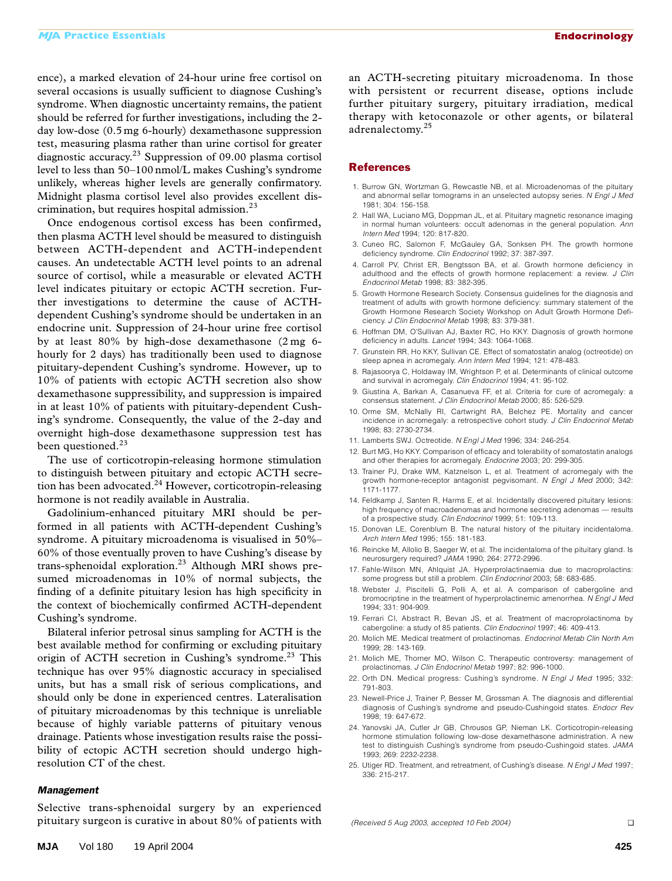ence), a marked elevation of 24-hour urine free cortisol on several occasions is usually sufficient to diagnose Cushing's syndrome. When diagnostic uncertainty remains, the patient should be referred for further investigations, including the 2-day low-dose (0.5 mg 6-hourly) dexamethasone suppression test, measuring plasma rather than urine cortisol for greater diagnostic accuracy.[23] Suppression of 09.00 plasma cortisol level to less than 50–100 nmol/L makes Cushing's syndrome unlikely, whereas higher levels are generally confirmatory. Midnight plasma cortisol level also provides excellent discrimination, but requires hospital admission.[23]

Once endogenous cortisol excess has been confirmed, then plasma ACTH level should be measured to distinguish between ACTH-dependent and ACTH-independent causes. An undetectable ACTH level points to an adrenal source of cortisol, while a measurable or elevated ACTH level indicates pituitary or ectopic ACTH secretion. Further investigations to determine the cause of ACTH-dependent Cushing's syndrome should be undertaken in an endocrine unit. Suppression of 24-hour urine free cortisol by at least 80% by high-dose dexamethasone (2 mg 6-hourly for 2 days) has traditionally been used to diagnose pituitary-dependent Cushing's syndrome. However, up to 10% of patients with ectopic ACTH secretion also show dexamethasone suppressibility, and suppression is impaired in at least 10% of patients with pituitary-dependent Cushing's syndrome. Consequently, the value of the 2-day and overnight high-dose dexamethasone suppression test has been questioned.[23]

The use of corticotropin-releasing hormone stimulation to distinguish between pituitary and ectopic ACTH secretion has been advocated.[24] However, corticotropin-releasing hormone is not readily available in Australia.

Gadolinium-enhanced pituitary MRI should be performed in all patients with ACTH-dependent Cushing's syndrome. A pituitary microadenoma is visualised in 50%–60% of those eventually proven to have Cushing's disease by trans-sphenoidal exploration.[23] Although MRI shows presumed microadenomas in 10% of normal subjects, the finding of a definite pituitary lesion has high specificity in the context of biochemically confirmed ACTH-dependent Cushing's syndrome.

Bilateral inferior petrosal sinus sampling for ACTH is the best available method for confirming or excluding pituitary origin of ACTH secretion in Cushing's syndrome.[23] This technique has over 95% diagnostic accuracy in specialised units, but has a small risk of serious complications, and should only be done in experienced centres. Lateralisation of pituitary microadenomas by this technique is unreliable because of highly variable patterns of pituitary venous drainage. Patients whose investigation results raise the possibility of ectopic ACTH secretion should undergo high-resolution CT of the chest.

### *Management*

Selective trans-sphenoidal surgery by an experienced pituitary surgeon is curative in about 80% of patients with an ACTH-secreting pituitary microadenoma. In those with persistent or recurrent disease, options include further pituitary surgery, pituitary irradiation, medical therapy with ketoconazole or other agents, or bilateral adrenalectomy.[25]

## References

1. Burrow GN, Wortzman G, Rewcastle NB, et al. Microadenomas of the pituitary and abnormal sellar tomograms in an unselected autopsy series. *N Engl J Med* 1981; 304: 156-158.
2. Hall WA, Luciano MG, Doppman JL, et al. Pituitary magnetic resonance imaging in normal human volunteers: occult adenomas in the general population. *Ann Intern Med* 1994; 120: 817-820.
3. Cuneo RC, Salomon F, McGauley GA, Sonksen PH. The growth hormone deficiency syndrome. *Clin Endocrinol* 1992; 37: 387-397.
4. Carroll PV, Christ ER, Bengtsson BA, et al. Growth hormone deficiency in adulthood and the effects of growth hormone replacement: a review. *J Clin Endocrinol Metab* 1998; 83: 382-395.
5. Growth Hormone Research Society. Consensus guidelines for the diagnosis and treatment of adults with growth hormone deficiency: summary statement of the Growth Hormone Research Society Workshop on Adult Growth Hormone Deficiency. *J Clin Endocrinol Metab* 1998; 83: 379-381.
6. Hoffman DM, O'Sullivan AJ, Baxter RC, Ho KKY. Diagnosis of growth hormone deficiency in adults. *Lancet* 1994; 343: 1064-1068.
7. Grunstein RR, Ho KKY, Sullivan CE. Effect of somatostatin analog (octreotide) on sleep apnea in acromegaly. *Ann Intern Med* 1994; 121: 478-483.
8. Rajasoorya C, Holdaway IM, Wrightson P, et al. Determinants of clinical outcome and survival in acromegaly. *Clin Endocrinol* 1994; 41: 95-102.
9. Giustina A, Barkan A, Casanueva FF, et al. Criteria for cure of acromegaly: a consensus statement. *J Clin Endocrinol Metab* 2000; 85: 526-529.
10. Orme SM, McNally RI, Cartwright RA, Belchez PE. Mortality and cancer incidence in acromegaly: a retrospective cohort study. *J Clin Endocrinol Metab* 1998; 83: 2730-2734.
11. Lamberts SWJ. Octreotide. *N Engl J Med* 1996; 334: 246-254.
12. Burt MG, Ho KKY. Comparison of efficacy and tolerability of somatostatin analogs and other therapies for acromegaly. *Endocrine* 2003; 20: 299-305.
13. Trainer PJ, Drake WM, Katznelson L, et al. Treatment of acromegaly with the growth hormone-receptor antagonist pegvisomant. *N Engl J Med* 2000; 342: 1171-1177.
14. Feldkamp J, Santen R, Harms E, et al. Incidentally discovered pituitary lesions: high frequency of macroadenomas and hormone secreting adenomas — results of a prospective study. *Clin Endocrinol* 1999; 51: 109-113.
15. Donovan LE, Corenblum B. The natural history of the pituitary incidentaloma. *Arch Intern Med* 1995; 155: 181-183.
16. Reincke M, Allolio B, Saeger W, et al. The incidentaloma of the pituitary gland. Is neurosurgery required? *JAMA* 1990; 264: 2772-2996.
17. Fahle-Wilson MN, Ahlquist JA. Hyperprolactinaemia due to macroprolactins: some progress but still a problem. *Clin Endocrinol* 2003; 58: 683-685.
18. Webster J, Piscitelli G, Polli A, et al. A comparison of cabergoline and bromocriptine in the treatment of hyperprolactinemic amenorrhea. *N Engl J Med* 1994; 331: 904-909.
19. Ferrari CI, Abstract R, Bevan JS, et al. Treatment of macroprolactinoma by cabergoline: a study of 85 patients. *Clin Endocrinol* 1997; 46: 409-413.
20. Molich ME. Medical treatment of prolactinomas. *Endocrinol Metab Clin North Am* 1999; 28: 143-169.
21. Molich ME, Thorner MO, Wilson C. Therapeutic controversy: management of prolactinomas. *J Clin Endocrinol Metab* 1997; 82: 996-1000.
22. Orth DN. Medical progress: Cushing's syndrome. *N Engl J Med* 1995; 332: 791-803.
23. Newell-Price J, Trainer P, Besser M, Grossman A. The diagnosis and differential diagnosis of Cushing's syndrome and pseudo-Cushingoid states. *Endocr Rev* 1998; 19: 647-672.
24. Yanovski JA, Cutler Jr GB, Chrousos GP, Nieman LK. Corticotropin-releasing hormone stimulation following low-dose dexamethasone administration. A new test to distinguish Cushing's syndrome from pseudo-Cushingoid states. *JAMA* 1993; 269: 2232-2238.
25. Utiger RD. Treatment, and retreatment, of Cushing's disease. *N Engl J Med* 1997; 336: 215-217.

*(Received 5 Aug 2003, accepted 10 Feb 2004)*